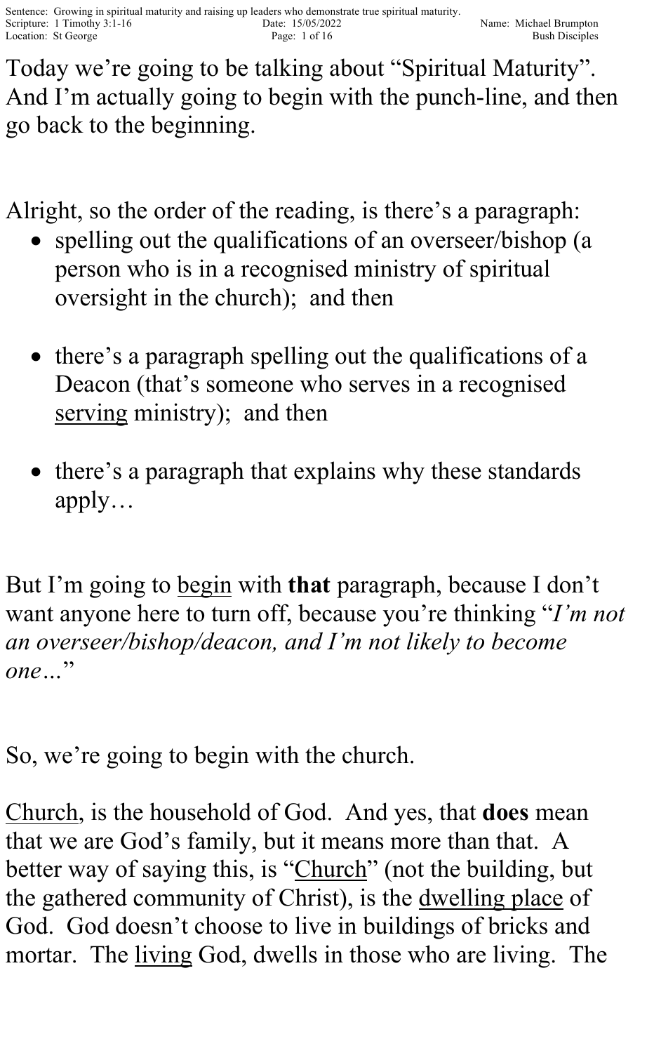Today we're going to be talking about "Spiritual Maturity". And I'm actually going to begin with the punch-line, and then go back to the beginning.

Alright, so the order of the reading, is there's a paragraph:

- spelling out the qualifications of an overseer/bishop (a person who is in a recognised ministry of spiritual oversight in the church); and then
- there's a paragraph spelling out the qualifications of a Deacon (that's someone who serves in a recognised <u>serving</u> ministry); and then
- there's a paragraph that explains why these standards apply…

But I'm going to <u>begin</u> with **that** paragraph, because I don't want anyone here to turn off, because you're thinking "*I'm not an overseer/bishop/deacon, and I'm not likely to become one…*"

So, we're going to begin with the church.

<u>Church</u>, is the household of God. And yes, that **does** mean that we are God's family, but it means more than that. A better way of saying this, is "<u>Church</u>" (not the building, but the gathered community of Christ), is the <u>dwelling place</u> of God. God doesn't choose to live in buildings of bricks and mortar. The <u>living</u> God, dwells in those who are living. The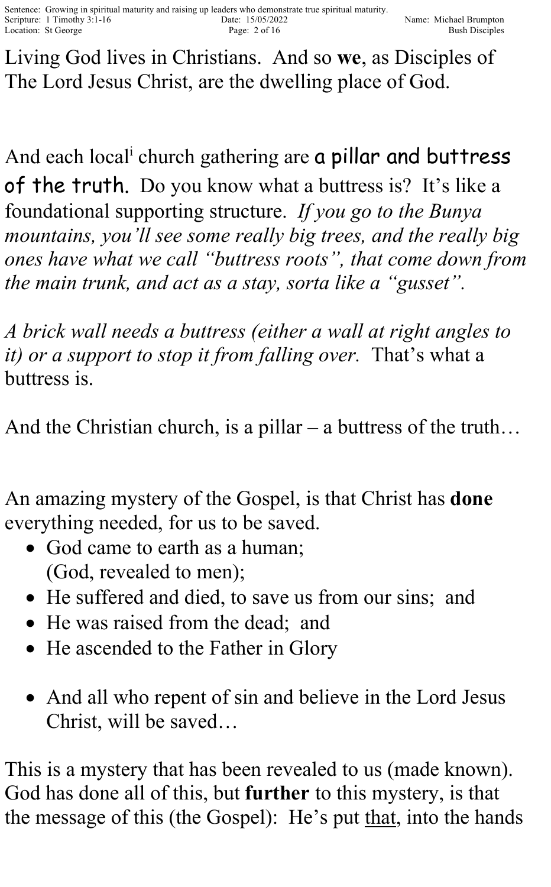Living God lives in Christians. And so **we**, as Disciples of The Lord Jesus Christ, are the dwelling place of God.

And each local[i] church gathering are a pillar and buttress of the truth. Do you know what a buttress is? It's like a foundational supporting structure. *If you go to the Bunya mountains, you'll see some really big trees, and the really big ones have what we call "buttress roots", that come down from the main trunk, and act as a stay, sorta like a "gusset".*

*A brick wall needs a buttress (either a wall at right angles to it) or a support to stop it from falling over.* That's what a buttress is.

And the Christian church, is a pillar – a buttress of the truth…

An amazing mystery of the Gospel, is that Christ has **done** everything needed, for us to be saved.

- God came to earth as a human; (God, revealed to men);
- He suffered and died, to save us from our sins; and
- He was raised from the dead; and
- He ascended to the Father in Glory

- And all who repent of sin and believe in the Lord Jesus Christ, will be saved…

This is a mystery that has been revealed to us (made known). God has done all of this, but **further** to this mystery, is that the message of this (the Gospel): He's put <u>that</u>, into the hands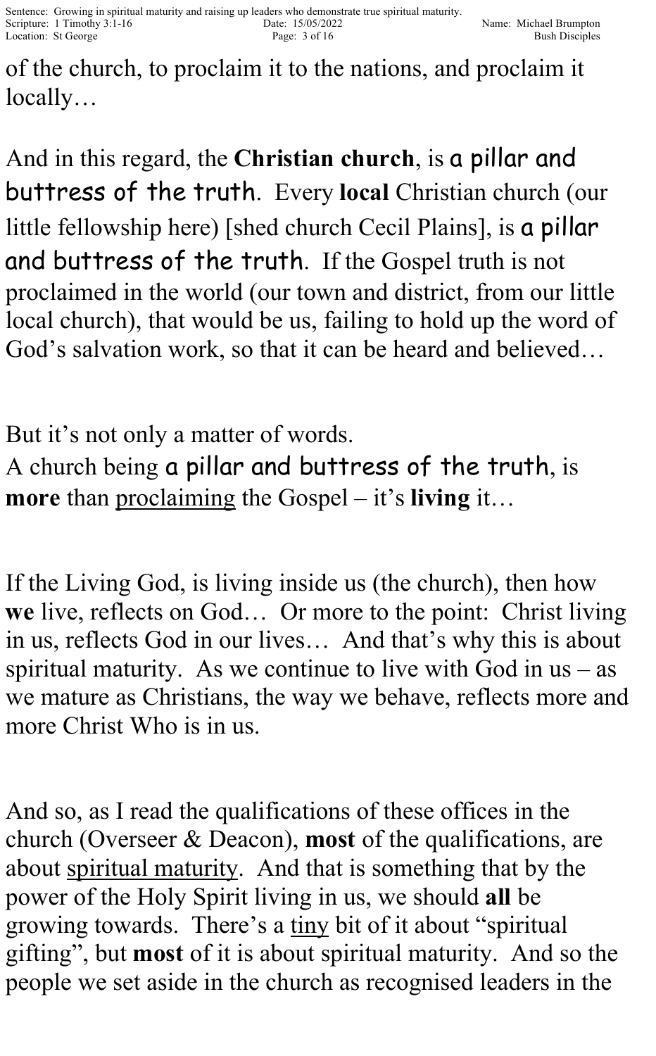of the church, to proclaim it to the nations, and proclaim it locally…

And in this regard, the **Christian church**, is a pillar and buttress of the truth. Every **local** Christian church (our little fellowship here) [shed church Cecil Plains], is a pillar and buttress of the truth. If the Gospel truth is not proclaimed in the world (our town and district, from our little local church), that would be us, failing to hold up the word of God's salvation work, so that it can be heard and believed…

But it's not only a matter of words.
A church being a pillar and buttress of the truth, is **more** than <u>proclaiming</u> the Gospel – it's **living** it…

If the Living God, is living inside us (the church), then how **we** live, reflects on God… Or more to the point: Christ living in us, reflects God in our lives… And that's why this is about spiritual maturity. As we continue to live with God in us – as we mature as Christians, the way we behave, reflects more and more Christ Who is in us.

And so, as I read the qualifications of these offices in the church (Overseer & Deacon), **most** of the qualifications, are about <u>spiritual maturity</u>. And that is something that by the power of the Holy Spirit living in us, we should **all** be growing towards. There's a <u>tiny</u> bit of it about "spiritual gifting", but **most** of it is about spiritual maturity. And so the people we set aside in the church as recognised leaders in the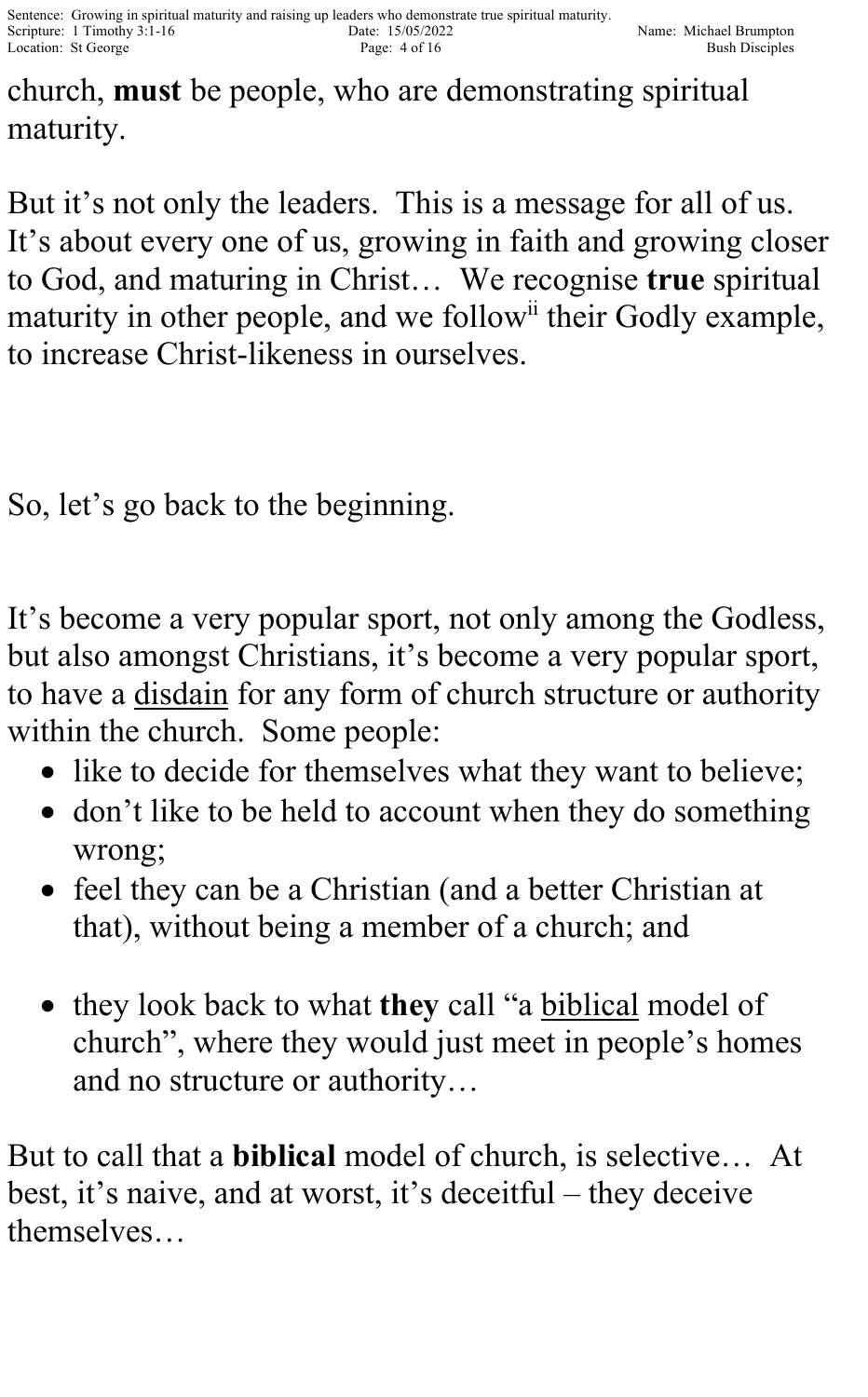church, **must** be people, who are demonstrating spiritual maturity.

But it's not only the leaders. This is a message for all of us. It's about every one of us, growing in faith and growing closer to God, and maturing in Christ… We recognise **true** spiritual maturity in other people, and we follow[ii] their Godly example, to increase Christ-likeness in ourselves.

So, let's go back to the beginning.

It's become a very popular sport, not only among the Godless, but also amongst Christians, it's become a very popular sport, to have a <u>disdain</u> for any form of church structure or authority within the church. Some people:

- like to decide for themselves what they want to believe;
- don't like to be held to account when they do something wrong;
- feel they can be a Christian (and a better Christian at that), without being a member of a church; and
- they look back to what **they** call "a <u>biblical</u> model of church", where they would just meet in people's homes and no structure or authority…

But to call that a **biblical** model of church, is selective… At best, it's naive, and at worst, it's deceitful – they deceive themselves…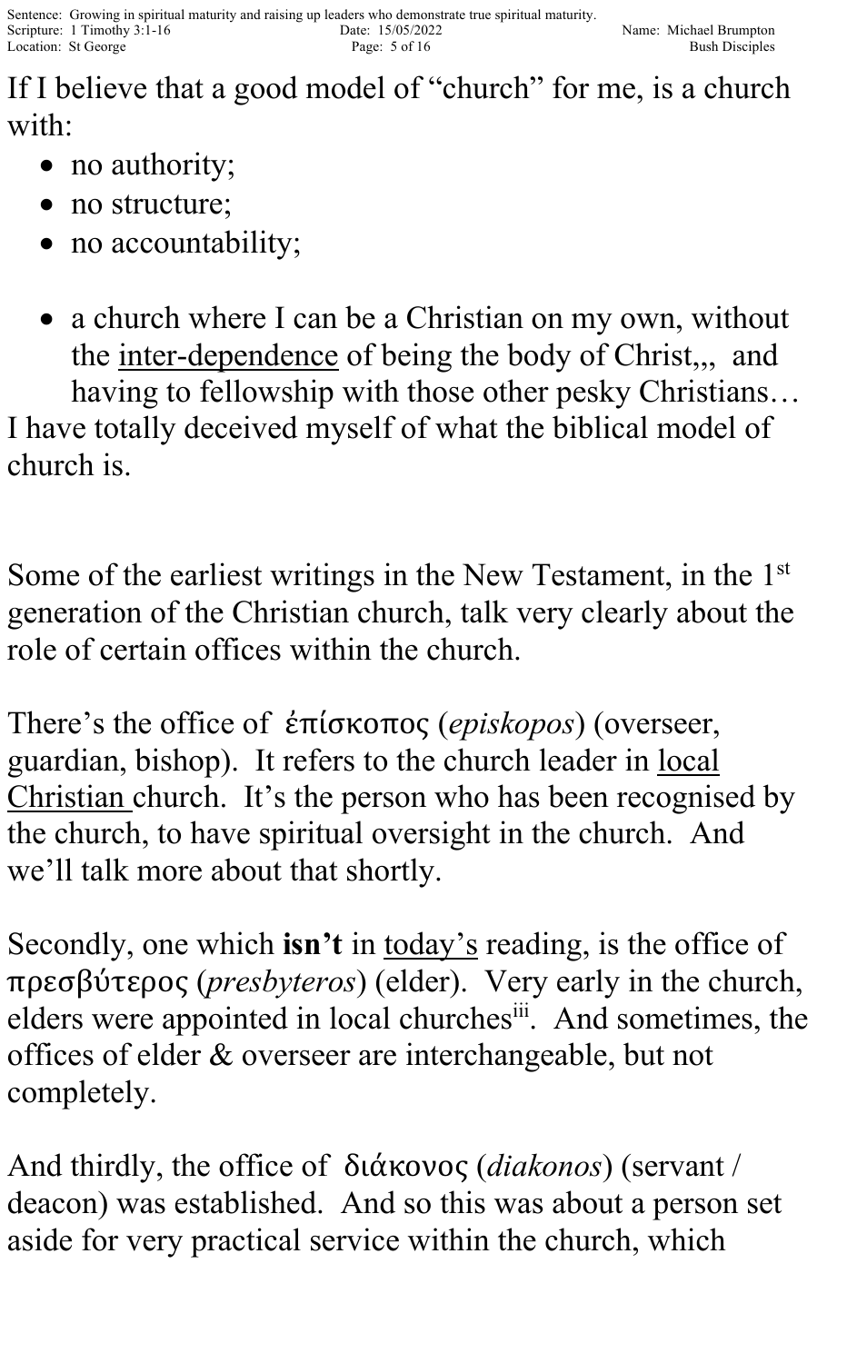If I believe that a good model of "church" for me, is a church with:

- no authority;
- no structure;
- no accountability;

- a church where I can be a Christian on my own, without the <u>inter-dependence</u> of being the body of Christ,,, and having to fellowship with those other pesky Christians…

I have totally deceived myself of what the biblical model of church is.

Some of the earliest writings in the New Testament, in the 1st generation of the Christian church, talk very clearly about the role of certain offices within the church.

There's the office of ἐπίσκοπος (*episkopos*) (overseer, guardian, bishop). It refers to the church leader in <u>local Christian</u> church. It's the person who has been recognised by the church, to have spiritual oversight in the church. And we'll talk more about that shortly.

Secondly, one which **isn't** in <u>today's</u> reading, is the office of πρεσβύτερος (*presbyteros*) (elder). Very early in the church, elders were appointed in local churches[iii]. And sometimes, the offices of elder & overseer are interchangeable, but not completely.

And thirdly, the office of διάκονος (*diakonos*) (servant / deacon) was established. And so this was about a person set aside for very practical service within the church, which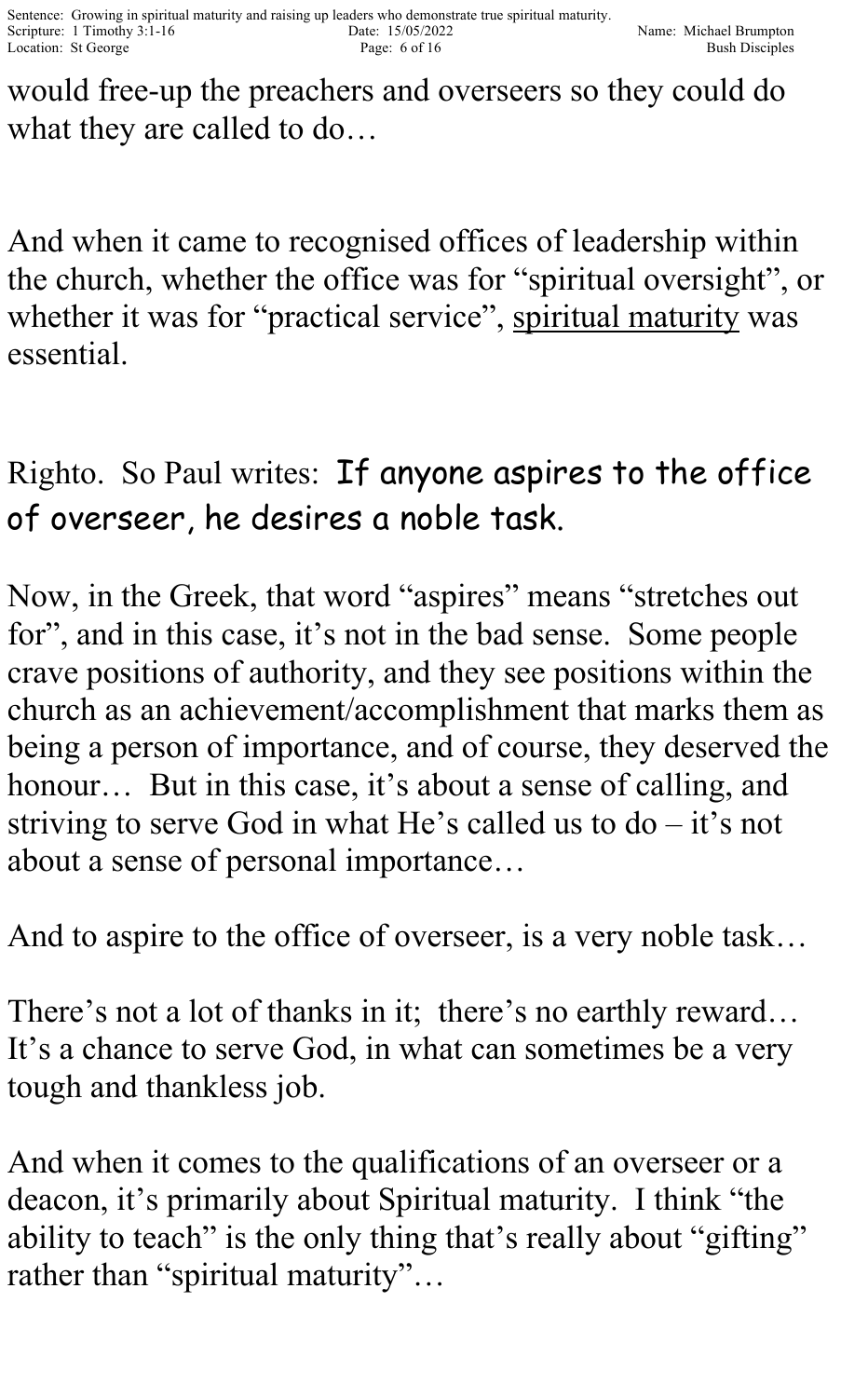would free-up the preachers and overseers so they could do what they are called to do…

And when it came to recognised offices of leadership within the church, whether the office was for "spiritual oversight", or whether it was for "practical service", <u>spiritual maturity</u> was essential.

Righto. So Paul writes: If anyone aspires to the office of overseer, he desires a noble task.

Now, in the Greek, that word "aspires" means "stretches out for", and in this case, it's not in the bad sense. Some people crave positions of authority, and they see positions within the church as an achievement/accomplishment that marks them as being a person of importance, and of course, they deserved the honour… But in this case, it's about a sense of calling, and striving to serve God in what He's called us to do – it's not about a sense of personal importance…

And to aspire to the office of overseer, is a very noble task…

There's not a lot of thanks in it; there's no earthly reward… It's a chance to serve God, in what can sometimes be a very tough and thankless job.

And when it comes to the qualifications of an overseer or a deacon, it's primarily about Spiritual maturity. I think "the ability to teach" is the only thing that's really about "gifting" rather than "spiritual maturity"…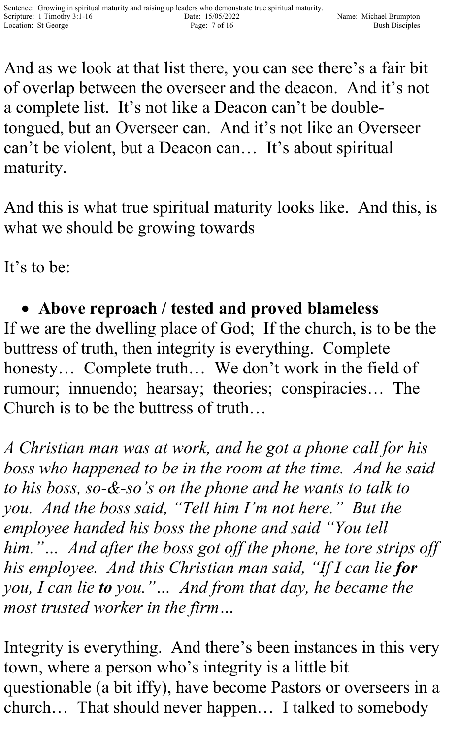And as we look at that list there, you can see there's a fair bit of overlap between the overseer and the deacon. And it's not a complete list. It's not like a Deacon can't be double-tongued, but an Overseer can. And it's not like an Overseer can't be violent, but a Deacon can… It's about spiritual maturity.

And this is what true spiritual maturity looks like. And this, is what we should be growing towards

It's to be:

- **Above reproach / tested and proved blameless**

If we are the dwelling place of God; If the church, is to be the buttress of truth, then integrity is everything. Complete honesty… Complete truth… We don't work in the field of rumour; innuendo; hearsay; theories; conspiracies… The Church is to be the buttress of truth…

*A Christian man was at work, and he got a phone call for his boss who happened to be in the room at the time. And he said to his boss, so-&-so's on the phone and he wants to talk to you. And the boss said, "Tell him I'm not here." But the employee handed his boss the phone and said "You tell him."… And after the boss got off the phone, he tore strips off his employee. And this Christian man said, "If I can lie **for** you, I can lie **to** you."… And from that day, he became the most trusted worker in the firm…*

Integrity is everything. And there's been instances in this very town, where a person who's integrity is a little bit questionable (a bit iffy), have become Pastors or overseers in a church… That should never happen… I talked to somebody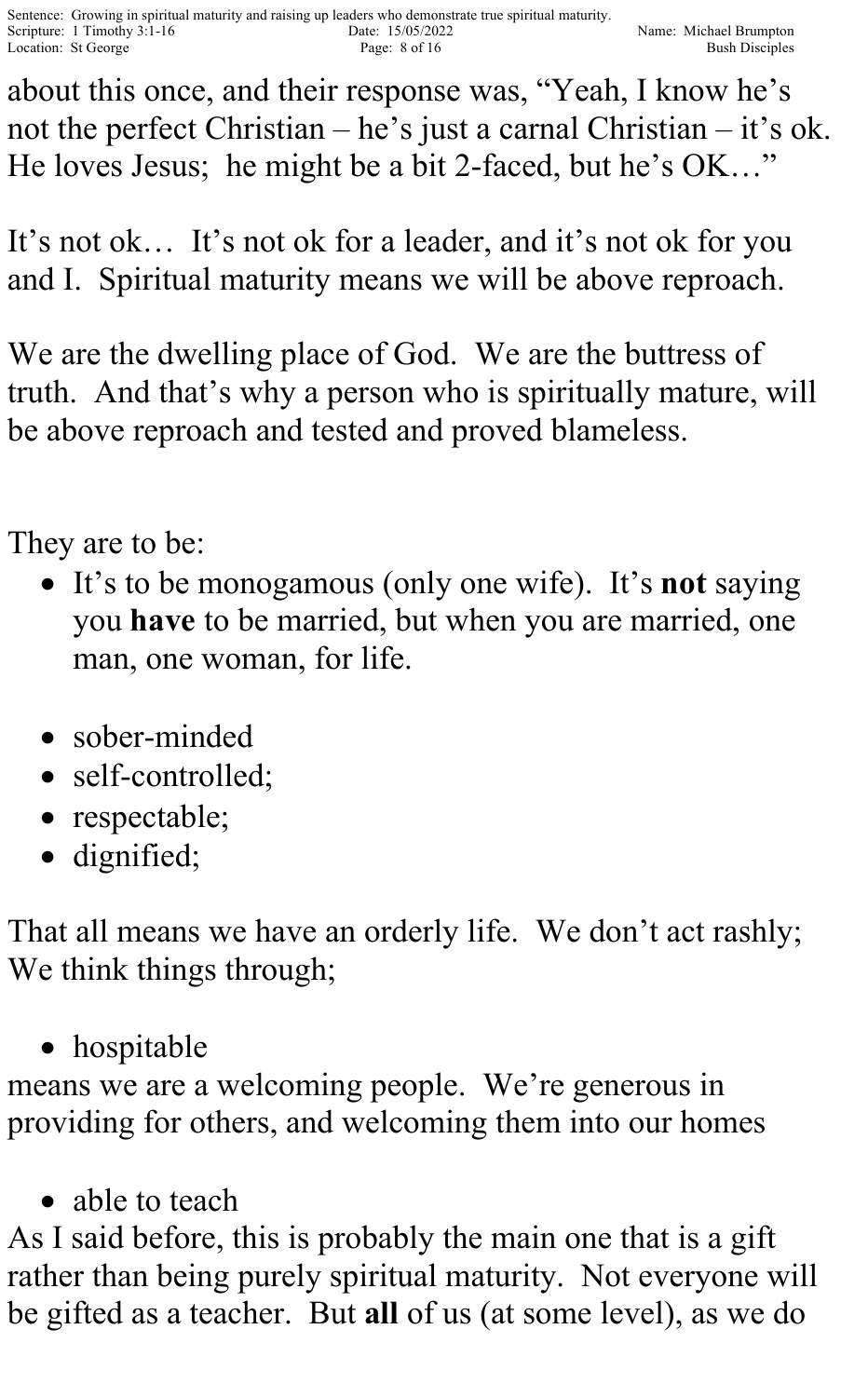about this once, and their response was, “Yeah, I know he’s not the perfect Christian – he’s just a carnal Christian – it’s ok. He loves Jesus; he might be a bit 2-faced, but he’s OK…”

It’s not ok… It’s not ok for a leader, and it’s not ok for you and I. Spiritual maturity means we will be above reproach.

We are the dwelling place of God. We are the buttress of truth. And that’s why a person who is spiritually mature, will be above reproach and tested and proved blameless.

They are to be:

- It’s to be monogamous (only one wife). It’s **not** saying you **have** to be married, but when you are married, one man, one woman, for life.

- sober-minded
- self-controlled;
- respectable;
- dignified;

That all means we have an orderly life. We don’t act rashly; We think things through;

- hospitable

means we are a welcoming people. We’re generous in providing for others, and welcoming them into our homes

- able to teach

As I said before, this is probably the main one that is a gift rather than being purely spiritual maturity. Not everyone will be gifted as a teacher. But **all** of us (at some level), as we do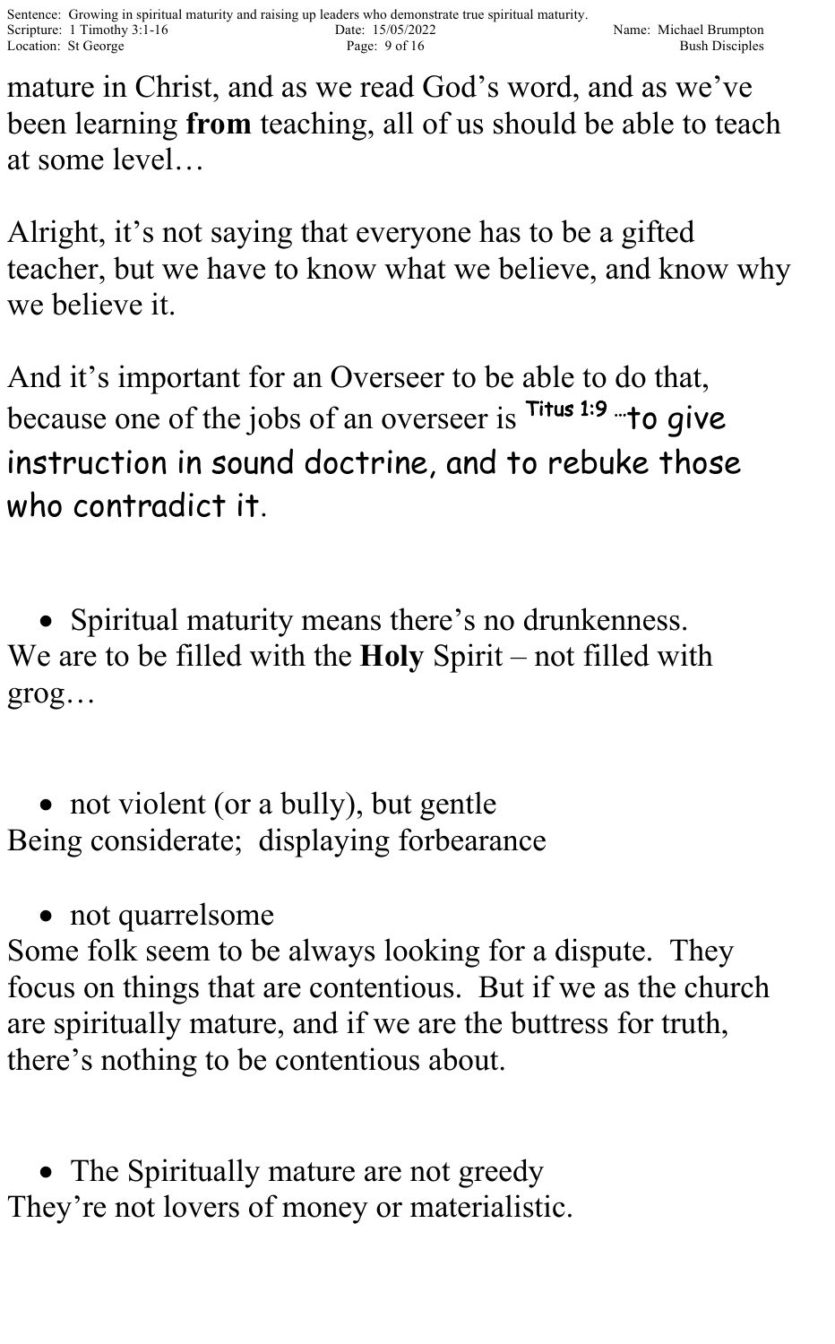mature in Christ, and as we read God's word, and as we've been learning **from** teaching, all of us should be able to teach at some level…

Alright, it's not saying that everyone has to be a gifted teacher, but we have to know what we believe, and know why we believe it.

And it's important for an Overseer to be able to do that, because one of the jobs of an overseer is Titus 1:9 …to give instruction in sound doctrine, and to rebuke those who contradict it.

- Spiritual maturity means there's no drunkenness.

We are to be filled with the **Holy** Spirit – not filled with grog…

- not violent (or a bully), but gentle

Being considerate; displaying forbearance

- not quarrelsome

Some folk seem to be always looking for a dispute. They focus on things that are contentious. But if we as the church are spiritually mature, and if we are the buttress for truth, there's nothing to be contentious about.

- The Spiritually mature are not greedy

They're not lovers of money or materialistic.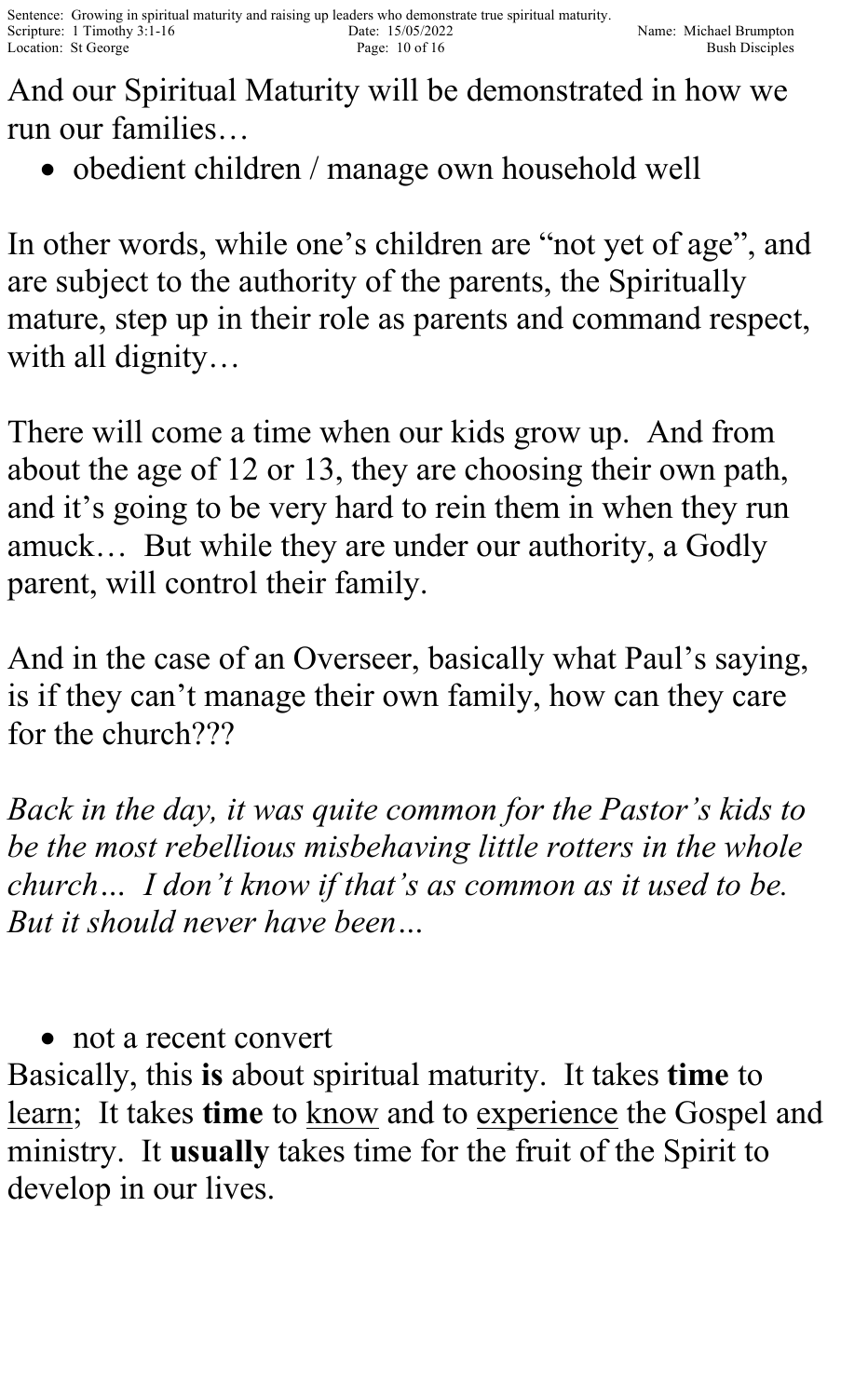And our Spiritual Maturity will be demonstrated in how we run our families…

- obedient children / manage own household well

In other words, while one's children are "not yet of age", and are subject to the authority of the parents, the Spiritually mature, step up in their role as parents and command respect, with all dignity…

There will come a time when our kids grow up. And from about the age of 12 or 13, they are choosing their own path, and it's going to be very hard to rein them in when they run amuck… But while they are under our authority, a Godly parent, will control their family.

And in the case of an Overseer, basically what Paul's saying, is if they can't manage their own family, how can they care for the church???

*Back in the day, it was quite common for the Pastor's kids to be the most rebellious misbehaving little rotters in the whole church… I don't know if that's as common as it used to be. But it should never have been…*

- not a recent convert

Basically, this **is** about spiritual maturity. It takes **time** to <u>learn</u>; It takes **time** to <u>know</u> and to <u>experience</u> the Gospel and ministry. It **usually** takes time for the fruit of the Spirit to develop in our lives.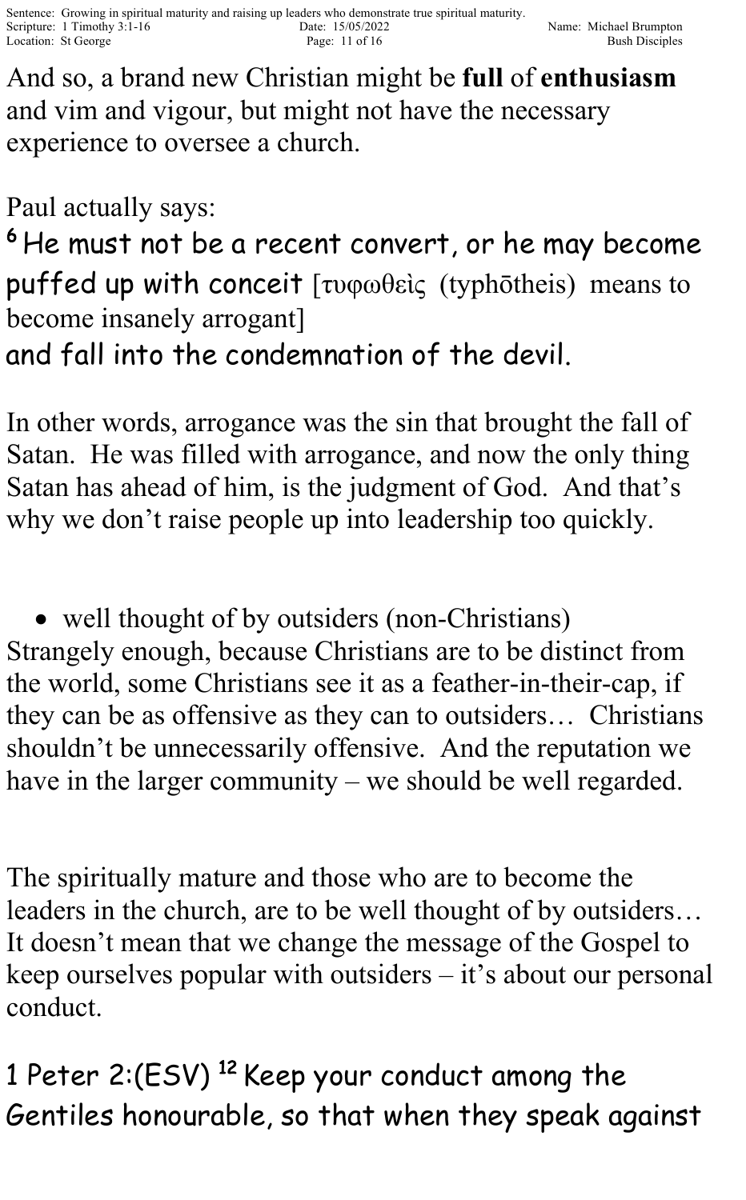And so, a brand new Christian might be **full** of **enthusiasm** and vim and vigour, but might not have the necessary experience to oversee a church.

Paul actually says:

[6] He must not be a recent convert, or he may become puffed up with conceit [τυφωθεὶς (typhōtheis) means to become insanely arrogant]
and fall into the condemnation of the devil.

In other words, arrogance was the sin that brought the fall of Satan. He was filled with arrogance, and now the only thing Satan has ahead of him, is the judgment of God. And that's why we don't raise people up into leadership too quickly.

- well thought of by outsiders (non-Christians)

Strangely enough, because Christians are to be distinct from the world, some Christians see it as a feather-in-their-cap, if they can be as offensive as they can to outsiders… Christians shouldn't be unnecessarily offensive. And the reputation we have in the larger community – we should be well regarded.

The spiritually mature and those who are to become the leaders in the church, are to be well thought of by outsiders… It doesn't mean that we change the message of the Gospel to keep ourselves popular with outsiders – it's about our personal conduct.

1 Peter 2:(ESV) [12] Keep your conduct among the Gentiles honourable, so that when they speak against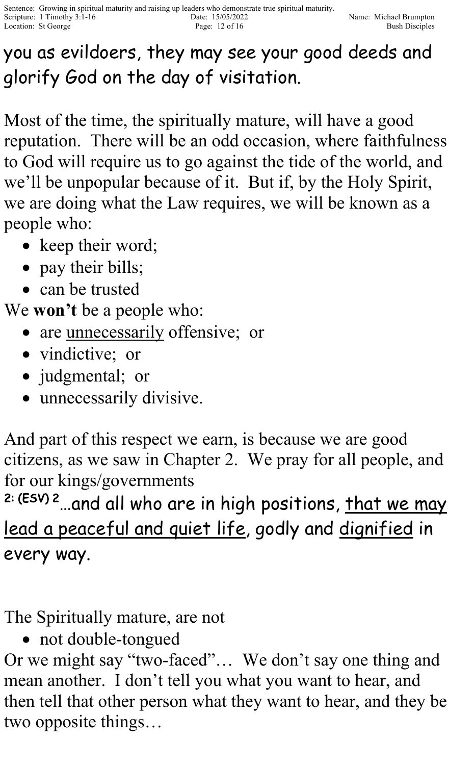you as evildoers, they may see your good deeds and glorify God on the day of visitation.

Most of the time, the spiritually mature, will have a good reputation. There will be an odd occasion, where faithfulness to God will require us to go against the tide of the world, and we'll be unpopular because of it. But if, by the Holy Spirit, we are doing what the Law requires, we will be known as a people who:

- keep their word;
- pay their bills;
- can be trusted

We **won't** be a people who:

- are <u>unnecessarily</u> offensive; or
- vindictive; or
- judgmental; or
- unnecessarily divisive.

And part of this respect we earn, is because we are good citizens, as we saw in Chapter 2. We pray for all people, and for our kings/governments

**2: (ESV) 2** …and all who are in high positions, <u>that we may lead a peaceful and quiet life</u>, godly and <u>dignified</u> in every way.

The Spiritually mature, are not

- not double-tongued

Or we might say "two-faced"… We don't say one thing and mean another. I don't tell you what you want to hear, and then tell that other person what they want to hear, and they be two opposite things…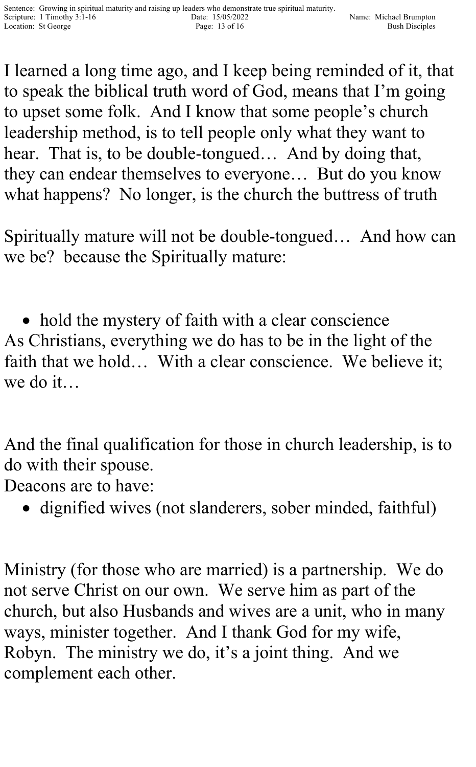I learned a long time ago, and I keep being reminded of it, that to speak the biblical truth word of God, means that I'm going to upset some folk. And I know that some people's church leadership method, is to tell people only what they want to hear. That is, to be double-tongued… And by doing that, they can endear themselves to everyone… But do you know what happens? No longer, is the church the buttress of truth

Spiritually mature will not be double-tongued… And how can we be? because the Spiritually mature:

- hold the mystery of faith with a clear conscience

As Christians, everything we do has to be in the light of the faith that we hold… With a clear conscience. We believe it; we do it…

And the final qualification for those in church leadership, is to do with their spouse.
Deacons are to have:

- dignified wives (not slanderers, sober minded, faithful)

Ministry (for those who are married) is a partnership. We do not serve Christ on our own. We serve him as part of the church, but also Husbands and wives are a unit, who in many ways, minister together. And I thank God for my wife, Robyn. The ministry we do, it's a joint thing. And we complement each other.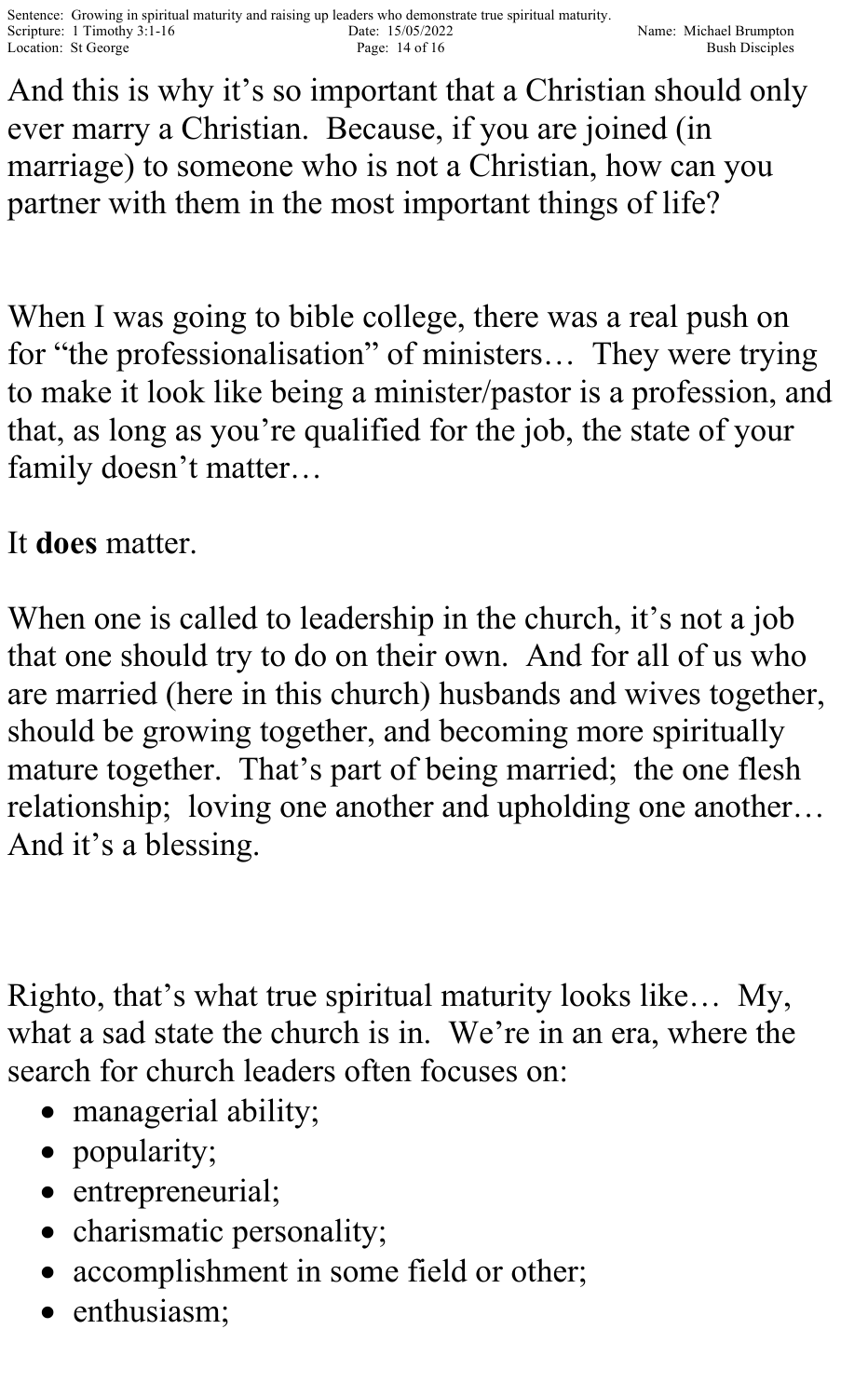And this is why it's so important that a Christian should only ever marry a Christian. Because, if you are joined (in marriage) to someone who is not a Christian, how can you partner with them in the most important things of life?

When I was going to bible college, there was a real push on for "the professionalisation" of ministers… They were trying to make it look like being a minister/pastor is a profession, and that, as long as you're qualified for the job, the state of your family doesn't matter…

It **does** matter.

When one is called to leadership in the church, it's not a job that one should try to do on their own. And for all of us who are married (here in this church) husbands and wives together, should be growing together, and becoming more spiritually mature together. That's part of being married; the one flesh relationship; loving one another and upholding one another… And it's a blessing.

Righto, that's what true spiritual maturity looks like… My, what a sad state the church is in. We're in an era, where the search for church leaders often focuses on:

- managerial ability;
- popularity;
- entrepreneurial;
- charismatic personality;
- accomplishment in some field or other;
- enthusiasm;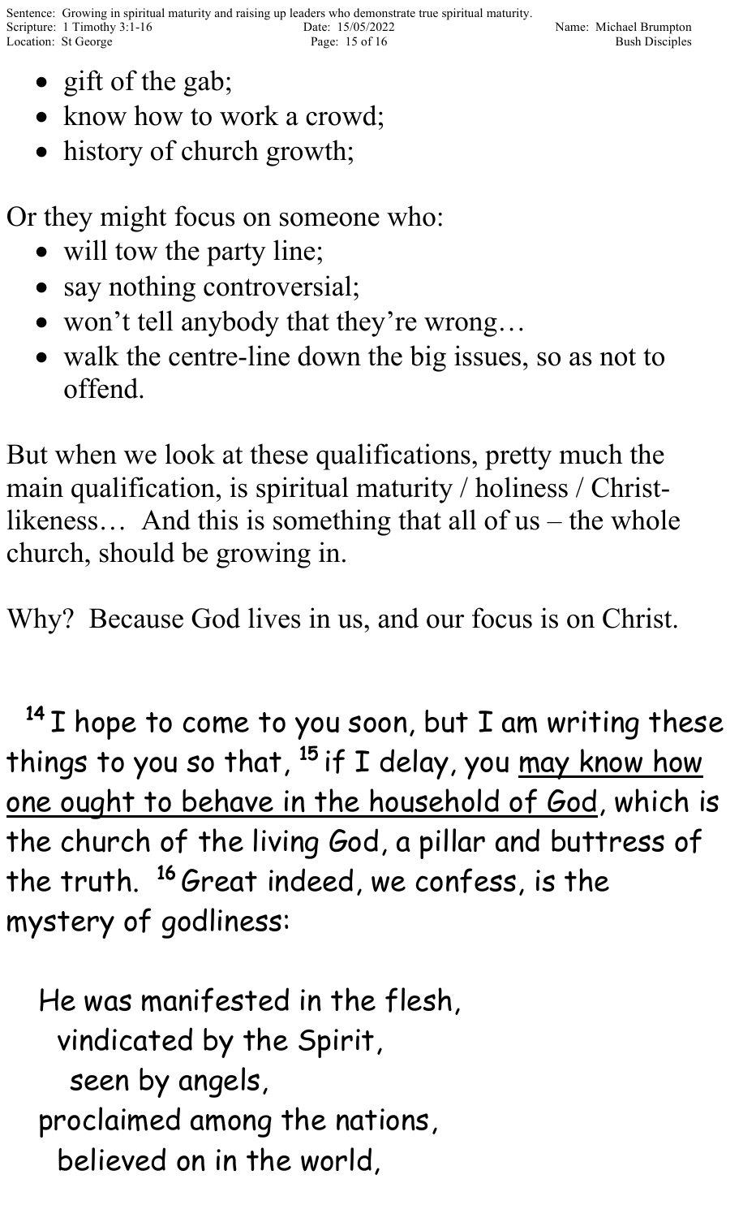- gift of the gab;
- know how to work a crowd;
- history of church growth;

Or they might focus on someone who:

- will tow the party line;
- say nothing controversial;
- won't tell anybody that they're wrong…
- walk the centre-line down the big issues, so as not to offend.

But when we look at these qualifications, pretty much the main qualification, is spiritual maturity / holiness / Christ-likeness… And this is something that all of us – the whole church, should be growing in.

Why? Because God lives in us, and our focus is on Christ.

[14] I hope to come to you soon, but I am writing these things to you so that, [15] if I delay, you <u>may know how one ought to behave in the household of God</u>, which is the church of the living God, a pillar and buttress of the truth. [16] Great indeed, we confess, is the mystery of godliness:

He was manifested in the flesh,
  vindicated by the Spirit,
    seen by angels,
proclaimed among the nations,
  believed on in the world,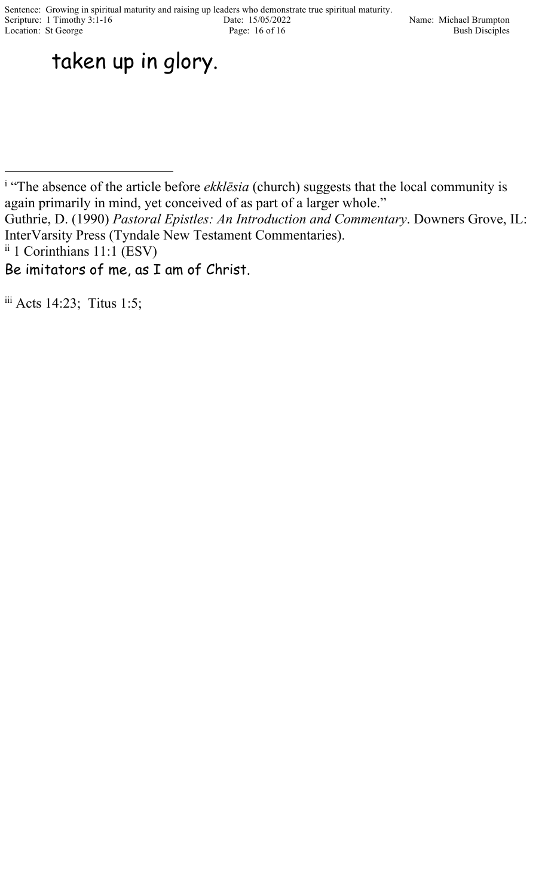taken up in glory.

---

[i] "The absence of the article before *ekklēsia* (church) suggests that the local community is again primarily in mind, yet conceived of as part of a larger whole."
Guthrie, D. (1990) *Pastoral Epistles: An Introduction and Commentary*. Downers Grove, IL: InterVarsity Press (Tyndale New Testament Commentaries).

[ii] 1 Corinthians 11:1 (ESV)
Be imitators of me, as I am of Christ.

[iii] Acts 14:23;  Titus 1:5;